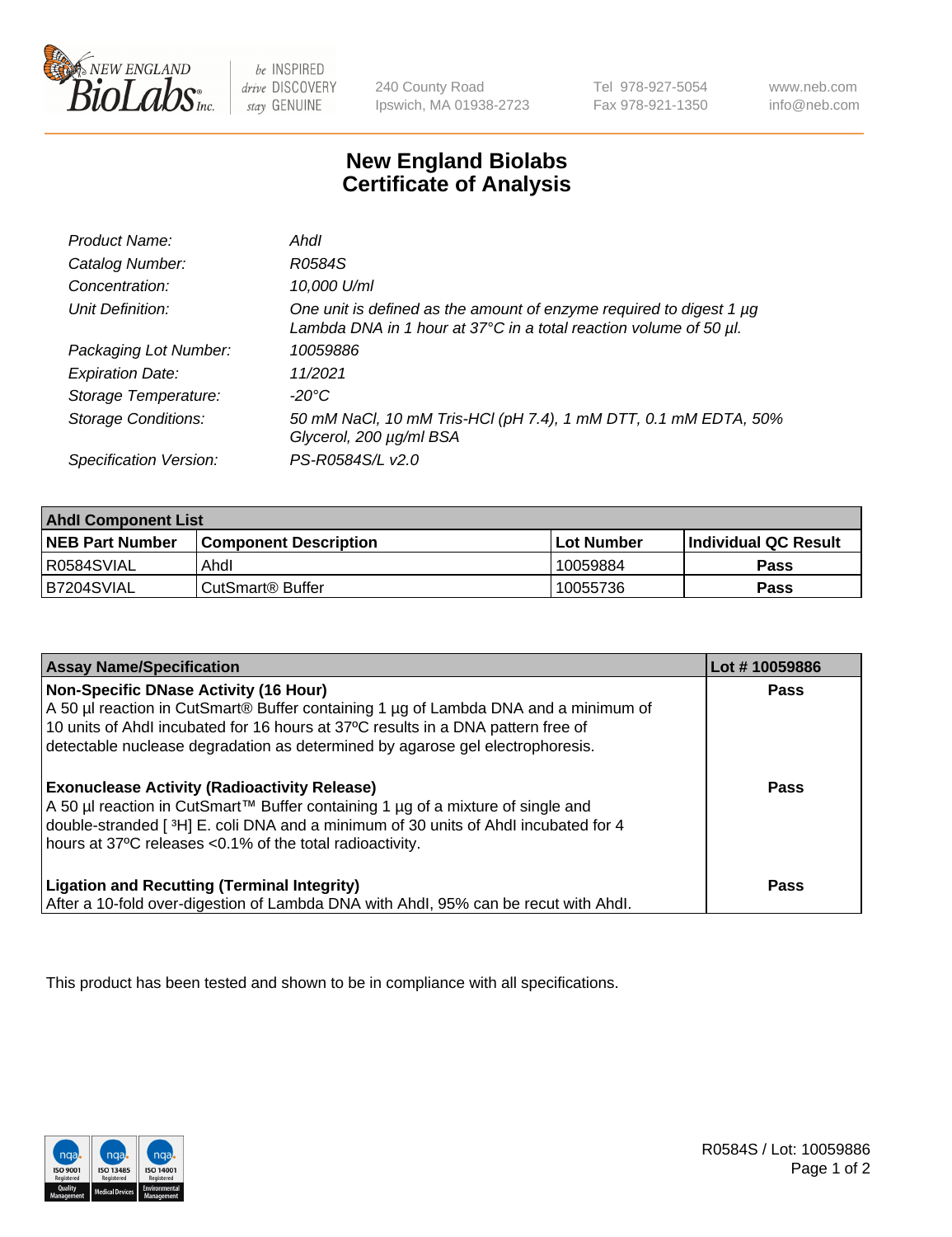NEW ENGLAND BioLabs Inc. — be INSPIRED drive DISCOVERY stay GENUINE

240 County Road
Ipswich, MA 01938-2723

Tel 978-927-5054
Fax 978-921-1350

www.neb.com
info@neb.com

# New England Biolabs
# Certificate of Analysis

| | |
|---|---|
| *Product Name:* | *AhdI* |
| *Catalog Number:* | *R0584S* |
| *Concentration:* | *10,000 U/ml* |
| *Unit Definition:* | *One unit is defined as the amount of enzyme required to digest 1 µg Lambda DNA in 1 hour at 37°C in a total reaction volume of 50 µl.* |
| *Packaging Lot Number:* | *10059886* |
| *Expiration Date:* | *11/2021* |
| *Storage Temperature:* | *-20°C* |
| *Storage Conditions:* | *50 mM NaCl, 10 mM Tris-HCl (pH 7.4), 1 mM DTT, 0.1 mM EDTA, 50% Glycerol, 200 µg/ml BSA* |
| *Specification Version:* | *PS-R0584S/L v2.0* |

| AhdI Component List | | | |
|---|---|---|---|
| **NEB Part Number** | **Component Description** | **Lot Number** | **Individual QC Result** |
| R0584SVIAL | AhdI | 10059884 | **Pass** |
| B7204SVIAL | CutSmart® Buffer | 10055736 | **Pass** |

| Assay Name/Specification | Lot # 10059886 |
|---|---|
| **Non-Specific DNase Activity (16 Hour)** A 50 µl reaction in CutSmart® Buffer containing 1 µg of Lambda DNA and a minimum of 10 units of AhdI incubated for 16 hours at 37ºC results in a DNA pattern free of detectable nuclease degradation as determined by agarose gel electrophoresis. | **Pass** |
| **Exonuclease Activity (Radioactivity Release)** A 50 µl reaction in CutSmart™ Buffer containing 1 µg of a mixture of single and double-stranded [ $^{3}$H] E. coli DNA and a minimum of 30 units of AhdI incubated for 4 hours at 37ºC releases <0.1% of the total radioactivity. | **Pass** |
| **Ligation and Recutting (Terminal Integrity)** After a 10-fold over-digestion of Lambda DNA with AhdI, 95% can be recut with AhdI. | **Pass** |

This product has been tested and shown to be in compliance with all specifications.

R0584S / Lot: 10059886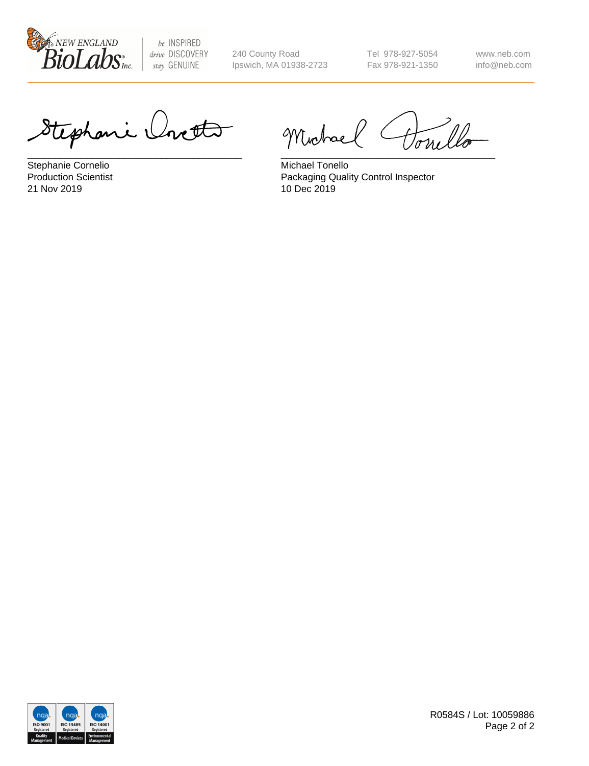Stephanie Cornelio
Production Scientist
21 Nov 2019

Michael Tonello
Packaging Quality Control Inspector
10 Dec 2019

R0584S / Lot: 10059886